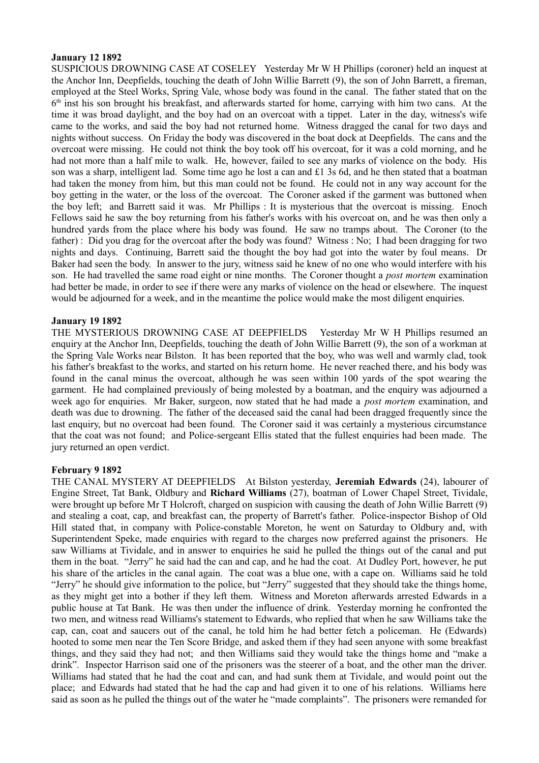**January 12 1892**

SUSPICIOUS DROWNING CASE AT COSELEY Yesterday Mr W H Phillips (coroner) held an inquest at the Anchor Inn, Deepfields, touching the death of John Willie Barrett (9), the son of John Barrett, a fireman, employed at the Steel Works, Spring Vale, whose body was found in the canal. The father stated that on the 6th inst his son brought his breakfast, and afterwards started for home, carrying with him two cans. At the time it was broad daylight, and the boy had on an overcoat with a tippet. Later in the day, witness's wife came to the works, and said the boy had not returned home. Witness dragged the canal for two days and nights without success. On Friday the body was discovered in the boat dock at Deepfields. The cans and the overcoat were missing. He could not think the boy took off his overcoat, for it was a cold morning, and he had not more than a half mile to walk. He, however, failed to see any marks of violence on the body. His son was a sharp, intelligent lad. Some time ago he lost a can and £1 3s 6d, and he then stated that a boatman had taken the money from him, but this man could not be found. He could not in any way account for the boy getting in the water, or the loss of the overcoat. The Coroner asked if the garment was buttoned when the boy left; and Barrett said it was. Mr Phillips : It is mysterious that the overcoat is missing. Enoch Fellows said he saw the boy returning from his father's works with his overcoat on, and he was then only a hundred yards from the place where his body was found. He saw no tramps about. The Coroner (to the father) : Did you drag for the overcoat after the body was found? Witness : No; I had been dragging for two nights and days. Continuing, Barrett said the thought the boy had got into the water by foul means. Dr Baker had seen the body. In answer to the jury, witness said he knew of no one who would interfere with his son. He had travelled the same road eight or nine months. The Coroner thought a *post mortem* examination had better be made, in order to see if there were any marks of violence on the head or elsewhere. The inquest would be adjourned for a week, and in the meantime the police would make the most diligent enquiries.

**January 19 1892**

THE MYSTERIOUS DROWNING CASE AT DEEPFIELDS Yesterday Mr W H Phillips resumed an enquiry at the Anchor Inn, Deepfields, touching the death of John Willie Barrett (9), the son of a workman at the Spring Vale Works near Bilston. It has been reported that the boy, who was well and warmly clad, took his father's breakfast to the works, and started on his return home. He never reached there, and his body was found in the canal minus the overcoat, although he was seen within 100 yards of the spot wearing the garment. He had complained previously of being molested by a boatman, and the enquiry was adjourned a week ago for enquiries. Mr Baker, surgeon, now stated that he had made a *post mortem* examination, and death was due to drowning. The father of the deceased said the canal had been dragged frequently since the last enquiry, but no overcoat had been found. The Coroner said it was certainly a mysterious circumstance that the coat was not found; and Police-sergeant Ellis stated that the fullest enquiries had been made. The jury returned an open verdict.

**February 9 1892**

THE CANAL MYSTERY AT DEEPFIELDS At Bilston yesterday, **Jeremiah Edwards** (24), labourer of Engine Street, Tat Bank, Oldbury and **Richard Williams** (27), boatman of Lower Chapel Street, Tividale, were brought up before Mr T Holcroft, charged on suspicion with causing the death of John Willie Barrett (9) and stealing a coat, cap, and breakfast can, the property of Barrett's father. Police-inspector Bishop of Old Hill stated that, in company with Police-constable Moreton, he went on Saturday to Oldbury and, with Superintendent Speke, made enquiries with regard to the charges now preferred against the prisoners. He saw Williams at Tividale, and in answer to enquiries he said he pulled the things out of the canal and put them in the boat. "Jerry" he said had the can and cap, and he had the coat. At Dudley Port, however, he put his share of the articles in the canal again. The coat was a blue one, with a cape on. Williams said he told "Jerry" he should give information to the police, but "Jerry" suggested that they should take the things home, as they might get into a bother if they left them. Witness and Moreton afterwards arrested Edwards in a public house at Tat Bank. He was then under the influence of drink. Yesterday morning he confronted the two men, and witness read Williams's statement to Edwards, who replied that when he saw Williams take the cap, can, coat and saucers out of the canal, he told him he had better fetch a policeman. He (Edwards) hooted to some men near the Ten Score Bridge, and asked them if they had seen anyone with some breakfast things, and they said they had not; and then Williams said they would take the things home and "make a drink". Inspector Harrison said one of the prisoners was the steerer of a boat, and the other man the driver. Williams had stated that he had the coat and can, and had sunk them at Tividale, and would point out the place; and Edwards had stated that he had the cap and had given it to one of his relations. Williams here said as soon as he pulled the things out of the water he "made complaints". The prisoners were remanded for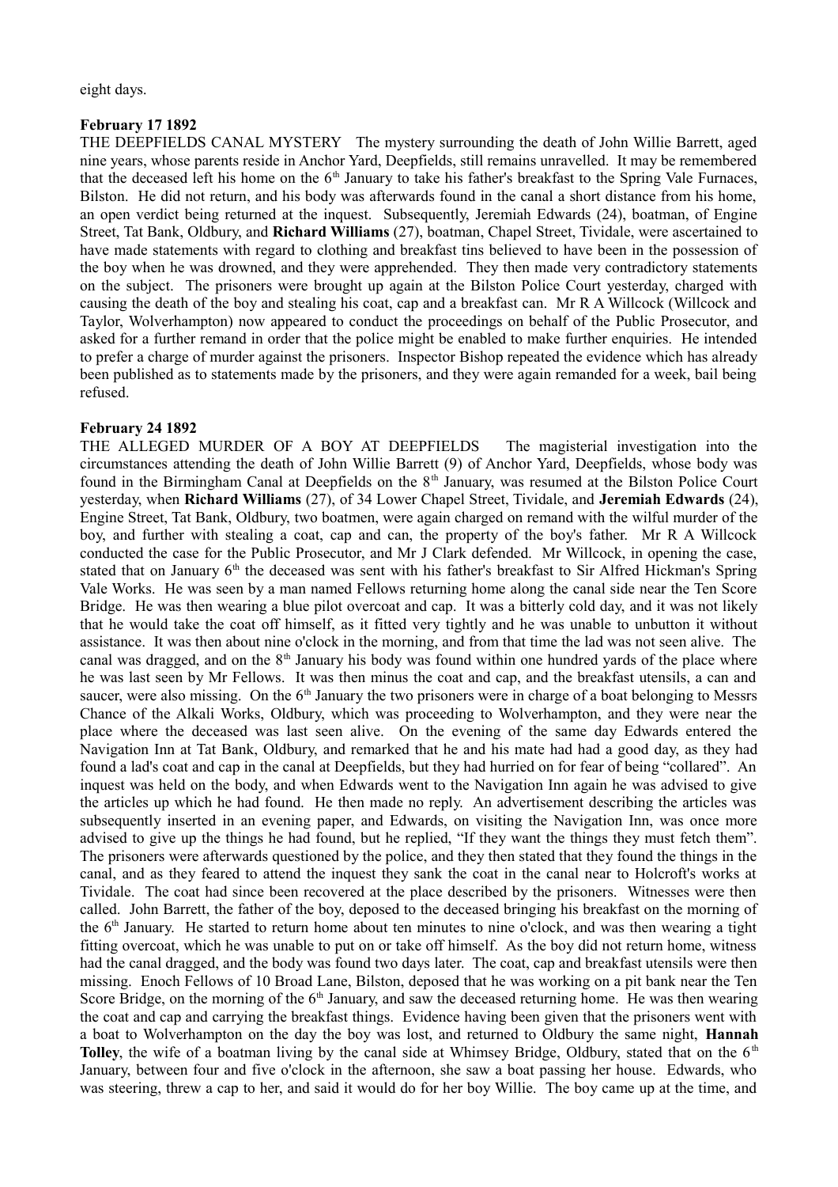eight days.

**February 17 1892**

THE DEEPFIELDS CANAL MYSTERY The mystery surrounding the death of John Willie Barrett, aged nine years, whose parents reside in Anchor Yard, Deepfields, still remains unravelled. It may be remembered that the deceased left his home on the 6th January to take his father's breakfast to the Spring Vale Furnaces, Bilston. He did not return, and his body was afterwards found in the canal a short distance from his home, an open verdict being returned at the inquest. Subsequently, Jeremiah Edwards (24), boatman, of Engine Street, Tat Bank, Oldbury, and **Richard Williams** (27), boatman, Chapel Street, Tividale, were ascertained to have made statements with regard to clothing and breakfast tins believed to have been in the possession of the boy when he was drowned, and they were apprehended. They then made very contradictory statements on the subject. The prisoners were brought up again at the Bilston Police Court yesterday, charged with causing the death of the boy and stealing his coat, cap and a breakfast can. Mr R A Willcock (Willcock and Taylor, Wolverhampton) now appeared to conduct the proceedings on behalf of the Public Prosecutor, and asked for a further remand in order that the police might be enabled to make further enquiries. He intended to prefer a charge of murder against the prisoners. Inspector Bishop repeated the evidence which has already been published as to statements made by the prisoners, and they were again remanded for a week, bail being refused.

**February 24 1892**

THE ALLEGED MURDER OF A BOY AT DEEPFIELDS The magisterial investigation into the circumstances attending the death of John Willie Barrett (9) of Anchor Yard, Deepfields, whose body was found in the Birmingham Canal at Deepfields on the 8th January, was resumed at the Bilston Police Court yesterday, when **Richard Williams** (27), of 34 Lower Chapel Street, Tividale, and **Jeremiah Edwards** (24), Engine Street, Tat Bank, Oldbury, two boatmen, were again charged on remand with the wilful murder of the boy, and further with stealing a coat, cap and can, the property of the boy's father. Mr R A Willcock conducted the case for the Public Prosecutor, and Mr J Clark defended. Mr Willcock, in opening the case, stated that on January 6th the deceased was sent with his father's breakfast to Sir Alfred Hickman's Spring Vale Works. He was seen by a man named Fellows returning home along the canal side near the Ten Score Bridge. He was then wearing a blue pilot overcoat and cap. It was a bitterly cold day, and it was not likely that he would take the coat off himself, as it fitted very tightly and he was unable to unbutton it without assistance. It was then about nine o'clock in the morning, and from that time the lad was not seen alive. The canal was dragged, and on the 8th January his body was found within one hundred yards of the place where he was last seen by Mr Fellows. It was then minus the coat and cap, and the breakfast utensils, a can and saucer, were also missing. On the 6th January the two prisoners were in charge of a boat belonging to Messrs Chance of the Alkali Works, Oldbury, which was proceeding to Wolverhampton, and they were near the place where the deceased was last seen alive. On the evening of the same day Edwards entered the Navigation Inn at Tat Bank, Oldbury, and remarked that he and his mate had had a good day, as they had found a lad's coat and cap in the canal at Deepfields, but they had hurried on for fear of being "collared". An inquest was held on the body, and when Edwards went to the Navigation Inn again he was advised to give the articles up which he had found. He then made no reply. An advertisement describing the articles was subsequently inserted in an evening paper, and Edwards, on visiting the Navigation Inn, was once more advised to give up the things he had found, but he replied, "If they want the things they must fetch them". The prisoners were afterwards questioned by the police, and they then stated that they found the things in the canal, and as they feared to attend the inquest they sank the coat in the canal near to Holcroft's works at Tividale. The coat had since been recovered at the place described by the prisoners. Witnesses were then called. John Barrett, the father of the boy, deposed to the deceased bringing his breakfast on the morning of the 6th January. He started to return home about ten minutes to nine o'clock, and was then wearing a tight fitting overcoat, which he was unable to put on or take off himself. As the boy did not return home, witness had the canal dragged, and the body was found two days later. The coat, cap and breakfast utensils were then missing. Enoch Fellows of 10 Broad Lane, Bilston, deposed that he was working on a pit bank near the Ten Score Bridge, on the morning of the 6th January, and saw the deceased returning home. He was then wearing the coat and cap and carrying the breakfast things. Evidence having been given that the prisoners went with a boat to Wolverhampton on the day the boy was lost, and returned to Oldbury the same night, **Hannah Tolley**, the wife of a boatman living by the canal side at Whimsey Bridge, Oldbury, stated that on the 6th January, between four and five o'clock in the afternoon, she saw a boat passing her house. Edwards, who was steering, threw a cap to her, and said it would do for her boy Willie. The boy came up at the time, and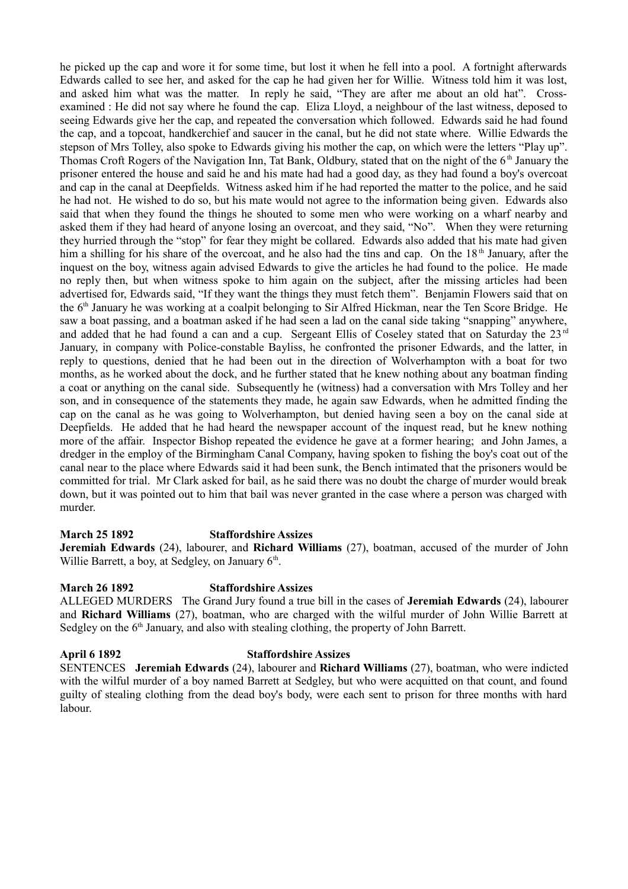he picked up the cap and wore it for some time, but lost it when he fell into a pool. A fortnight afterwards Edwards called to see her, and asked for the cap he had given her for Willie. Witness told him it was lost, and asked him what was the matter. In reply he said, "They are after me about an old hat". Cross-examined : He did not say where he found the cap. Eliza Lloyd, a neighbour of the last witness, deposed to seeing Edwards give her the cap, and repeated the conversation which followed. Edwards said he had found the cap, and a topcoat, handkerchief and saucer in the canal, but he did not state where. Willie Edwards the stepson of Mrs Tolley, also spoke to Edwards giving his mother the cap, on which were the letters "Play up". Thomas Croft Rogers of the Navigation Inn, Tat Bank, Oldbury, stated that on the night of the 6th January the prisoner entered the house and said he and his mate had had a good day, as they had found a boy's overcoat and cap in the canal at Deepfields. Witness asked him if he had reported the matter to the police, and he said he had not. He wished to do so, but his mate would not agree to the information being given. Edwards also said that when they found the things he shouted to some men who were working on a wharf nearby and asked them if they had heard of anyone losing an overcoat, and they said, "No". When they were returning they hurried through the "stop" for fear they might be collared. Edwards also added that his mate had given him a shilling for his share of the overcoat, and he also had the tins and cap. On the 18th January, after the inquest on the boy, witness again advised Edwards to give the articles he had found to the police. He made no reply then, but when witness spoke to him again on the subject, after the missing articles had been advertised for, Edwards said, "If they want the things they must fetch them". Benjamin Flowers said that on the 6th January he was working at a coalpit belonging to Sir Alfred Hickman, near the Ten Score Bridge. He saw a boat passing, and a boatman asked if he had seen a lad on the canal side taking "snapping" anywhere, and added that he had found a can and a cup. Sergeant Ellis of Coseley stated that on Saturday the 23rd January, in company with Police-constable Bayliss, he confronted the prisoner Edwards, and the latter, in reply to questions, denied that he had been out in the direction of Wolverhampton with a boat for two months, as he worked about the dock, and he further stated that he knew nothing about any boatman finding a coat or anything on the canal side. Subsequently he (witness) had a conversation with Mrs Tolley and her son, and in consequence of the statements they made, he again saw Edwards, when he admitted finding the cap on the canal as he was going to Wolverhampton, but denied having seen a boy on the canal side at Deepfields. He added that he had heard the newspaper account of the inquest read, but he knew nothing more of the affair. Inspector Bishop repeated the evidence he gave at a former hearing; and John James, a dredger in the employ of the Birmingham Canal Company, having spoken to fishing the boy's coat out of the canal near to the place where Edwards said it had been sunk, the Bench intimated that the prisoners would be committed for trial. Mr Clark asked for bail, as he said there was no doubt the charge of murder would break down, but it was pointed out to him that bail was never granted in the case where a person was charged with murder.

**March 25 1892 Staffordshire Assizes**
**Jeremiah Edwards** (24), labourer, and **Richard Williams** (27), boatman, accused of the murder of John Willie Barrett, a boy, at Sedgley, on January 6th.

**March 26 1892 Staffordshire Assizes**
ALLEGED MURDERS The Grand Jury found a true bill in the cases of **Jeremiah Edwards** (24), labourer and **Richard Williams** (27), boatman, who are charged with the wilful murder of John Willie Barrett at Sedgley on the 6th January, and also with stealing clothing, the property of John Barrett.

**April 6 1892 Staffordshire Assizes**
SENTENCES **Jeremiah Edwards** (24), labourer and **Richard Williams** (27), boatman, who were indicted with the wilful murder of a boy named Barrett at Sedgley, but who were acquitted on that count, and found guilty of stealing clothing from the dead boy's body, were each sent to prison for three months with hard labour.